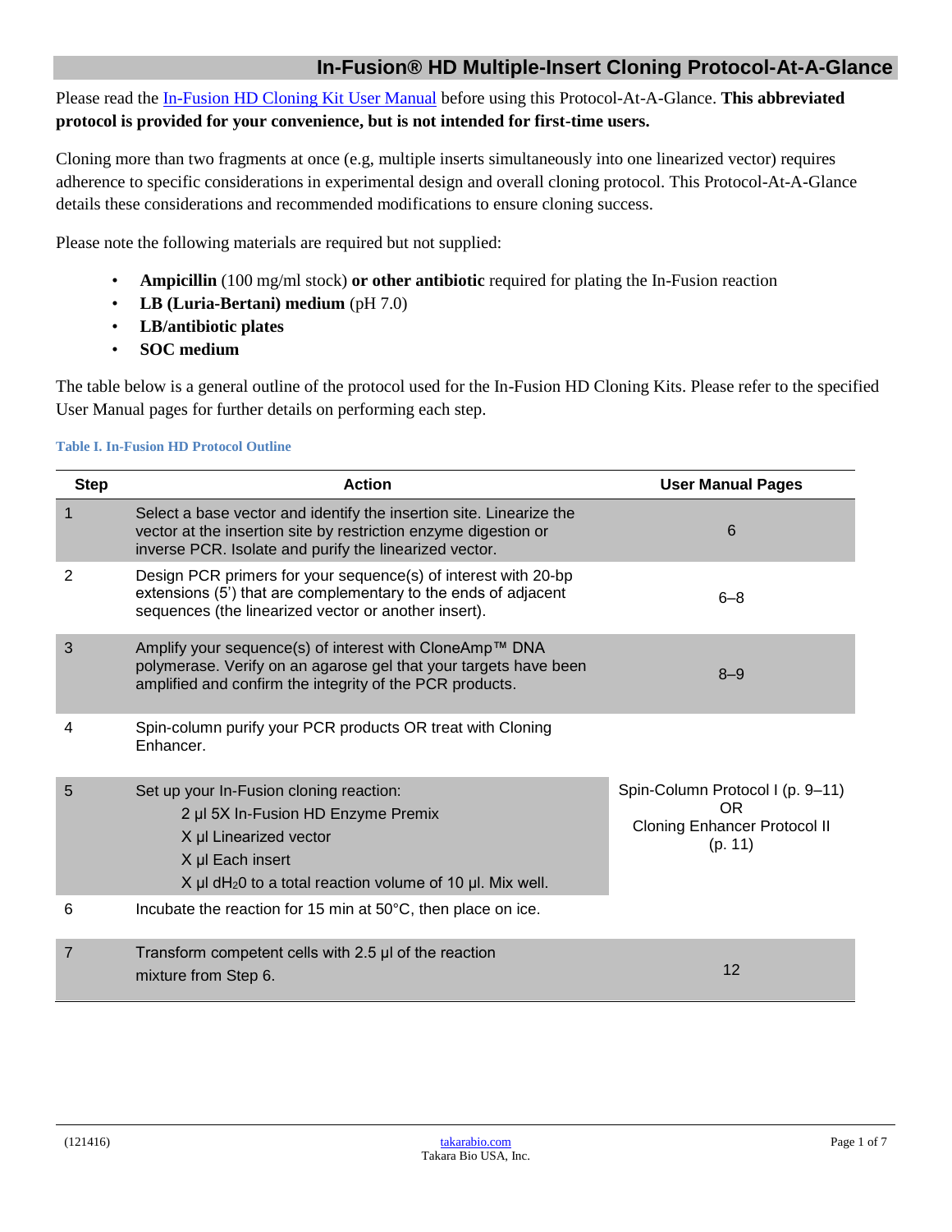# In-Fusion® HD Multiple-Insert Cloning Protocol-At-A-Glance

Please read the In-Fusion HD Cloning Kit User Manual before using this Protocol-At-A-Glance. **This abbreviated protocol is provided for your convenience, but is not intended for first-time users.**

Cloning more than two fragments at once (e.g, multiple inserts simultaneously into one linearized vector) requires adherence to specific considerations in experimental design and overall cloning protocol. This Protocol-At-A-Glance details these considerations and recommended modifications to ensure cloning success.

Please note the following materials are required but not supplied:

- **Ampicillin** (100 mg/ml stock) **or other antibiotic** required for plating the In-Fusion reaction
- **LB (Luria-Bertani) medium** (pH 7.0)
- **LB/antibiotic plates**
- **SOC medium**

The table below is a general outline of the protocol used for the In-Fusion HD Cloning Kits. Please refer to the specified User Manual pages for further details on performing each step.

**Table I. In-Fusion HD Protocol Outline**

| Step | Action | User Manual Pages |
|---|---|---|
| 1 | Select a base vector and identify the insertion site. Linearize the vector at the insertion site by restriction enzyme digestion or inverse PCR. Isolate and purify the linearized vector. | 6 |
| 2 | Design PCR primers for your sequence(s) of interest with 20-bp extensions (5') that are complementary to the ends of adjacent sequences (the linearized vector or another insert). | 6–8 |
| 3 | Amplify your sequence(s) of interest with CloneAmp™ DNA polymerase. Verify on an agarose gel that your targets have been amplified and confirm the integrity of the PCR products. | 8–9 |
| 4 | Spin-column purify your PCR products OR treat with Cloning Enhancer. | Spin-Column Protocol I (p. 9–11) OR Cloning Enhancer Protocol II (p. 11) |
| 5 | Set up your In-Fusion cloning reaction:<br>2 µl 5X In-Fusion HD Enzyme Premix<br>X µl Linearized vector<br>X µl Each insert<br>X µl $dH_2O$ to a total reaction volume of 10 µl. Mix well. | |
| 6 | Incubate the reaction for 15 min at 50°C, then place on ice. | |
| 7 | Transform competent cells with 2.5 µl of the reaction mixture from Step 6. | 12 |

(121416)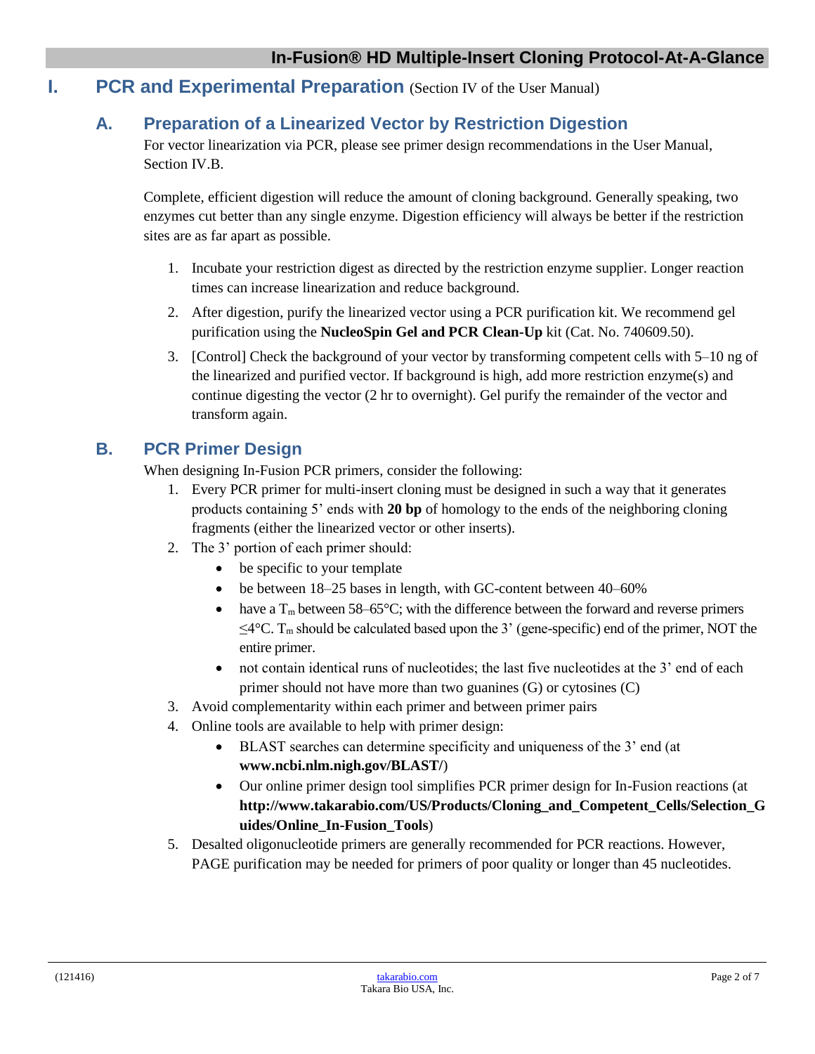# I. PCR and Experimental Preparation (Section IV of the User Manual)

## A. Preparation of a Linearized Vector by Restriction Digestion

For vector linearization via PCR, please see primer design recommendations in the User Manual, Section IV.B.

Complete, efficient digestion will reduce the amount of cloning background. Generally speaking, two enzymes cut better than any single enzyme. Digestion efficiency will always be better if the restriction sites are as far apart as possible.

1. Incubate your restriction digest as directed by the restriction enzyme supplier. Longer reaction times can increase linearization and reduce background.
2. After digestion, purify the linearized vector using a PCR purification kit. We recommend gel purification using the **NucleoSpin Gel and PCR Clean-Up** kit (Cat. No. 740609.50).
3. [Control] Check the background of your vector by transforming competent cells with 5–10 ng of the linearized and purified vector. If background is high, add more restriction enzyme(s) and continue digesting the vector (2 hr to overnight). Gel purify the remainder of the vector and transform again.

## B. PCR Primer Design

When designing In-Fusion PCR primers, consider the following:

1. Every PCR primer for multi-insert cloning must be designed in such a way that it generates products containing 5' ends with **20 bp** of homology to the ends of the neighboring cloning fragments (either the linearized vector or other inserts).
2. The 3' portion of each primer should:
   - be specific to your template
   - be between 18–25 bases in length, with GC-content between 40–60%
   - have a $T_m$ between 58–65°C; with the difference between the forward and reverse primers ≤4°C. $T_m$ should be calculated based upon the 3' (gene-specific) end of the primer, NOT the entire primer.
   - not contain identical runs of nucleotides; the last five nucleotides at the 3' end of each primer should not have more than two guanines (G) or cytosines (C)
3. Avoid complementarity within each primer and between primer pairs
4. Online tools are available to help with primer design:
   - BLAST searches can determine specificity and uniqueness of the 3' end (at **www.ncbi.nlm.nigh.gov/BLAST/**)
   - Our online primer design tool simplifies PCR primer design for In-Fusion reactions (at **http://www.takarabio.com/US/Products/Cloning_and_Competent_Cells/Selection_Guides/Online_In-Fusion_Tools**)
5. Desalted oligonucleotide primers are generally recommended for PCR reactions. However, PAGE purification may be needed for primers of poor quality or longer than 45 nucleotides.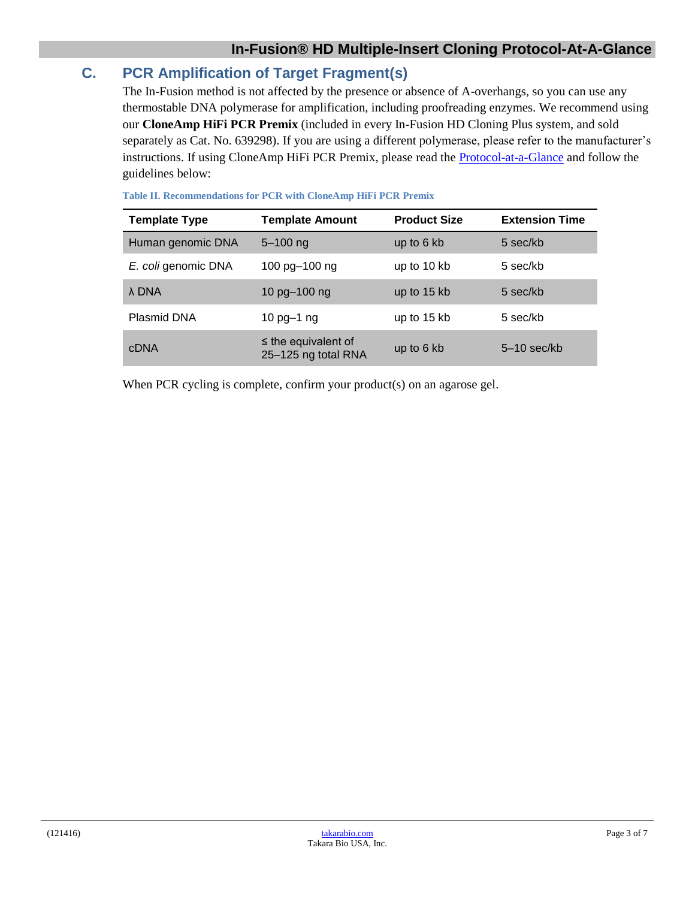## C. PCR Amplification of Target Fragment(s)

The In-Fusion method is not affected by the presence or absence of A-overhangs, so you can use any thermostable DNA polymerase for amplification, including proofreading enzymes. We recommend using our **CloneAmp HiFi PCR Premix** (included in every In-Fusion HD Cloning Plus system, and sold separately as Cat. No. 639298). If you are using a different polymerase, please refer to the manufacturer's instructions. If using CloneAmp HiFi PCR Premix, please read the Protocol-at-a-Glance and follow the guidelines below:

**Table II. Recommendations for PCR with CloneAmp HiFi PCR Premix**

| Template Type | Template Amount | Product Size | Extension Time |
|---|---|---|---|
| Human genomic DNA | 5–100 ng | up to 6 kb | 5 sec/kb |
| *E. coli* genomic DNA | 100 pg–100 ng | up to 10 kb | 5 sec/kb |
| λ DNA | 10 pg–100 ng | up to 15 kb | 5 sec/kb |
| Plasmid DNA | 10 pg–1 ng | up to 15 kb | 5 sec/kb |
| cDNA | ≤ the equivalent of 25–125 ng total RNA | up to 6 kb | 5–10 sec/kb |

When PCR cycling is complete, confirm your product(s) on an agarose gel.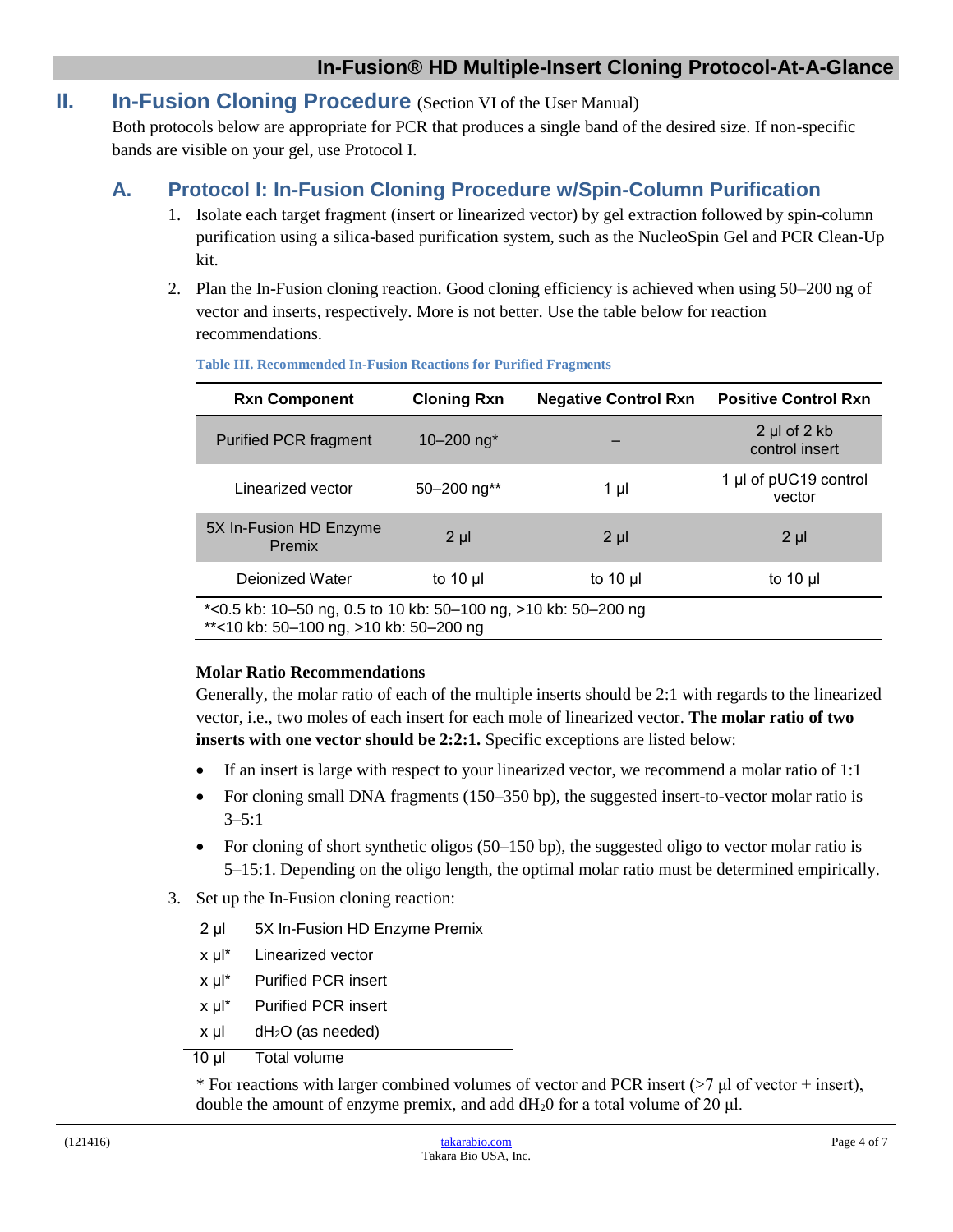## II. In-Fusion Cloning Procedure (Section VI of the User Manual)

Both protocols below are appropriate for PCR that produces a single band of the desired size. If non-specific bands are visible on your gel, use Protocol I.

### A. Protocol I: In-Fusion Cloning Procedure w/Spin-Column Purification

1. Isolate each target fragment (insert or linearized vector) by gel extraction followed by spin-column purification using a silica-based purification system, such as the NucleoSpin Gel and PCR Clean-Up kit.
2. Plan the In-Fusion cloning reaction. Good cloning efficiency is achieved when using 50–200 ng of vector and inserts, respectively. More is not better. Use the table below for reaction recommendations.

**Table III. Recommended In-Fusion Reactions for Purified Fragments**

| Rxn Component | Cloning Rxn | Negative Control Rxn | Positive Control Rxn |
|---|---|---|---|
| Purified PCR fragment | 10–200 ng* | – | 2 µl of 2 kb control insert |
| Linearized vector | 50–200 ng** | 1 µl | 1 µl of pUC19 control vector |
| 5X In-Fusion HD Enzyme Premix | 2 µl | 2 µl | 2 µl |
| Deionized Water | to 10 µl | to 10 µl | to 10 µl |

*<0.5 kb: 10–50 ng, 0.5 to 10 kb: 50–100 ng, >10 kb: 50–200 ng
**<10 kb: 50–100 ng, >10 kb: 50–200 ng

**Molar Ratio Recommendations**

Generally, the molar ratio of each of the multiple inserts should be 2:1 with regards to the linearized vector, i.e., two moles of each insert for each mole of linearized vector. **The molar ratio of two inserts with one vector should be 2:2:1.** Specific exceptions are listed below:

- If an insert is large with respect to your linearized vector, we recommend a molar ratio of 1:1
- For cloning small DNA fragments (150–350 bp), the suggested insert-to-vector molar ratio is 3–5:1
- For cloning of short synthetic oligos (50–150 bp), the suggested oligo to vector molar ratio is 5–15:1. Depending on the oligo length, the optimal molar ratio must be determined empirically.

3. Set up the In-Fusion cloning reaction:

| | |
|---|---|
| 2 µl | 5X In-Fusion HD Enzyme Premix |
| x µl* | Linearized vector |
| x µl* | Purified PCR insert |
| x µl* | Purified PCR insert |
| x µl | $dH_2O$ (as needed) |
| 10 µl | Total volume |

\* For reactions with larger combined volumes of vector and PCR insert (>7 µl of vector + insert), double the amount of enzyme premix, and add $dH_20$ for a total volume of 20 µl.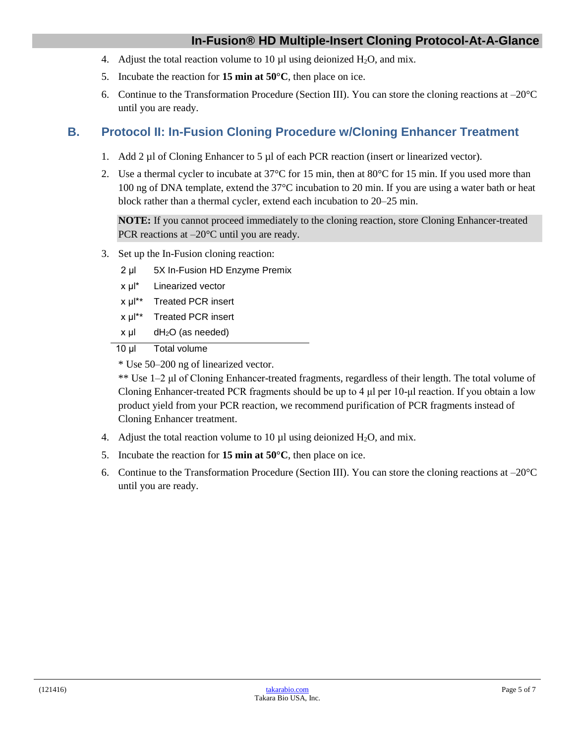4. Adjust the total reaction volume to 10 µl using deionized $H_2O$, and mix.
5. Incubate the reaction for **15 min at 50°C**, then place on ice.
6. Continue to the Transformation Procedure (Section III). You can store the cloning reactions at –20°C until you are ready.

## B. Protocol II: In-Fusion Cloning Procedure w/Cloning Enhancer Treatment

1. Add 2 µl of Cloning Enhancer to 5 µl of each PCR reaction (insert or linearized vector).
2. Use a thermal cycler to incubate at 37°C for 15 min, then at 80°C for 15 min. If you used more than 100 ng of DNA template, extend the 37°C incubation to 20 min. If you are using a water bath or heat block rather than a thermal cycler, extend each incubation to 20–25 min.

   **NOTE:** If you cannot proceed immediately to the cloning reaction, store Cloning Enhancer-treated PCR reactions at –20°C until you are ready.

3. Set up the In-Fusion cloning reaction:

   | | |
   |---|---|
   | 2 µl | 5X In-Fusion HD Enzyme Premix |
   | x µl* | Linearized vector |
   | x µl** | Treated PCR insert |
   | x µl** | Treated PCR insert |
   | x µl | $dH_2O$ (as needed) |
   | 10 µl | Total volume |

   * Use 50–200 ng of linearized vector.
   ** Use 1–2 µl of Cloning Enhancer-treated fragments, regardless of their length. The total volume of Cloning Enhancer-treated PCR fragments should be up to 4 µl per 10-µl reaction. If you obtain a low product yield from your PCR reaction, we recommend purification of PCR fragments instead of Cloning Enhancer treatment.

4. Adjust the total reaction volume to 10 µl using deionized $H_2O$, and mix.
5. Incubate the reaction for **15 min at 50°C**, then place on ice.
6. Continue to the Transformation Procedure (Section III). You can store the cloning reactions at –20°C until you are ready.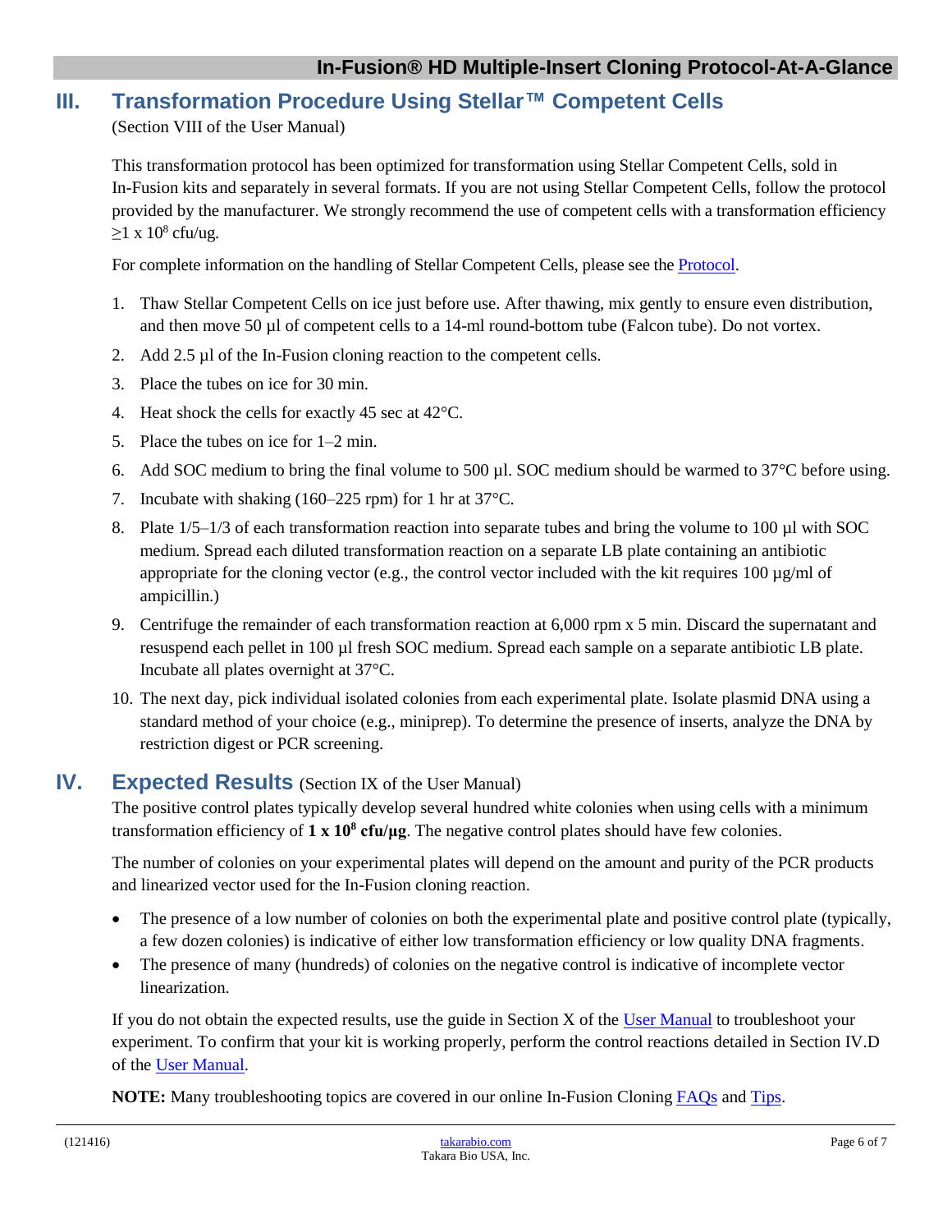## III. Transformation Procedure Using Stellar™ Competent Cells

(Section VIII of the User Manual)

This transformation protocol has been optimized for transformation using Stellar Competent Cells, sold in In-Fusion kits and separately in several formats. If you are not using Stellar Competent Cells, follow the protocol provided by the manufacturer. We strongly recommend the use of competent cells with a transformation efficiency $\geq$1 x $10^8$ cfu/ug.

For complete information on the handling of Stellar Competent Cells, please see the Protocol.

1. Thaw Stellar Competent Cells on ice just before use. After thawing, mix gently to ensure even distribution, and then move 50 µl of competent cells to a 14-ml round-bottom tube (Falcon tube). Do not vortex.
2. Add 2.5 µl of the In-Fusion cloning reaction to the competent cells.
3. Place the tubes on ice for 30 min.
4. Heat shock the cells for exactly 45 sec at 42°C.
5. Place the tubes on ice for 1–2 min.
6. Add SOC medium to bring the final volume to 500 µl. SOC medium should be warmed to 37°C before using.
7. Incubate with shaking (160–225 rpm) for 1 hr at 37°C.
8. Plate 1/5–1/3 of each transformation reaction into separate tubes and bring the volume to 100 µl with SOC medium. Spread each diluted transformation reaction on a separate LB plate containing an antibiotic appropriate for the cloning vector (e.g., the control vector included with the kit requires 100 µg/ml of ampicillin.)
9. Centrifuge the remainder of each transformation reaction at 6,000 rpm x 5 min. Discard the supernatant and resuspend each pellet in 100 µl fresh SOC medium. Spread each sample on a separate antibiotic LB plate. Incubate all plates overnight at 37°C.
10. The next day, pick individual isolated colonies from each experimental plate. Isolate plasmid DNA using a standard method of your choice (e.g., miniprep). To determine the presence of inserts, analyze the DNA by restriction digest or PCR screening.

## IV. Expected Results (Section IX of the User Manual)

The positive control plates typically develop several hundred white colonies when using cells with a minimum transformation efficiency of **1 x $10^8$ cfu/µg**. The negative control plates should have few colonies.

The number of colonies on your experimental plates will depend on the amount and purity of the PCR products and linearized vector used for the In-Fusion cloning reaction.

- The presence of a low number of colonies on both the experimental plate and positive control plate (typically, a few dozen colonies) is indicative of either low transformation efficiency or low quality DNA fragments.
- The presence of many (hundreds) of colonies on the negative control is indicative of incomplete vector linearization.

If you do not obtain the expected results, use the guide in Section X of the User Manual to troubleshoot your experiment. To confirm that your kit is working properly, perform the control reactions detailed in Section IV.D of the User Manual.

**NOTE:** Many troubleshooting topics are covered in our online In-Fusion Cloning FAQs and Tips.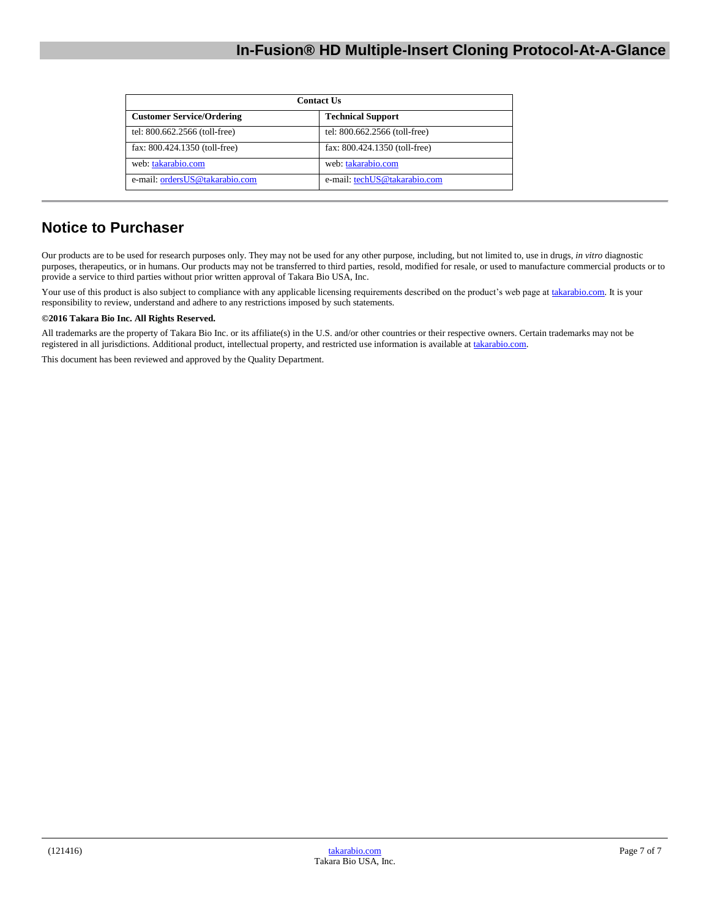| Contact Us | |
|---|---|
| **Customer Service/Ordering** | **Technical Support** |
| tel: 800.662.2566 (toll-free) | tel: 800.662.2566 (toll-free) |
| fax: 800.424.1350 (toll-free) | fax: 800.424.1350 (toll-free) |
| web: takarabio.com | web: takarabio.com |
| e-mail: ordersUS@takarabio.com | e-mail: techUS@takarabio.com |

## Notice to Purchaser

Our products are to be used for research purposes only. They may not be used for any other purpose, including, but not limited to, use in drugs, *in vitro* diagnostic purposes, therapeutics, or in humans. Our products may not be transferred to third parties, resold, modified for resale, or used to manufacture commercial products or to provide a service to third parties without prior written approval of Takara Bio USA, Inc.

Your use of this product is also subject to compliance with any applicable licensing requirements described on the product's web page at takarabio.com. It is your responsibility to review, understand and adhere to any restrictions imposed by such statements.

**©2016 Takara Bio Inc. All Rights Reserved.**

All trademarks are the property of Takara Bio Inc. or its affiliate(s) in the U.S. and/or other countries or their respective owners. Certain trademarks may not be registered in all jurisdictions. Additional product, intellectual property, and restricted use information is available at takarabio.com.

This document has been reviewed and approved by the Quality Department.